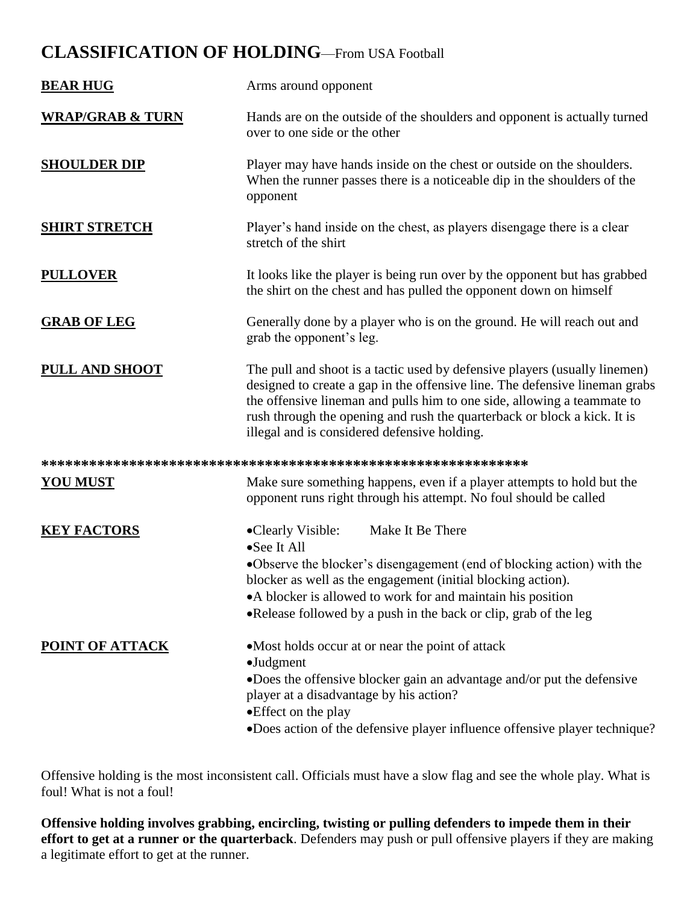# CLASSIFICATION OF HOLDING—From USA Football

| | |
|---|---|
| **BEAR HUG** | Arms around opponent |
| **WRAP/GRAB & TURN** | Hands are on the outside of the shoulders and opponent is actually turned over to one side or the other |
| **SHOULDER DIP** | Player may have hands inside on the chest or outside on the shoulders. When the runner passes there is a noticeable dip in the shoulders of the opponent |
| **SHIRT STRETCH** | Player's hand inside on the chest, as players disengage there is a clear stretch of the shirt |
| **PULLOVER** | It looks like the player is being run over by the opponent but has grabbed the shirt on the chest and has pulled the opponent down on himself |
| **GRAB OF LEG** | Generally done by a player who is on the ground. He will reach out and grab the opponent's leg. |
| **PULL AND SHOOT** | The pull and shoot is a tactic used by defensive players (usually linemen) designed to create a gap in the offensive line. The defensive lineman grabs the offensive lineman and pulls him to one side, allowing a teammate to rush through the opening and rush the quarterback or block a kick. It is illegal and is considered defensive holding. |

**************************************************************

**YOU MUST** — Make sure something happens, even if a player attempts to hold but the opponent runs right through his attempt. No foul should be called

**KEY FACTORS**

- Clearly Visible: Make It Be There
- See It All
- Observe the blocker's disengagement (end of blocking action) with the blocker as well as the engagement (initial blocking action).
- A blocker is allowed to work for and maintain his position
- Release followed by a push in the back or clip, grab of the leg

**POINT OF ATTACK**

- Most holds occur at or near the point of attack
- Judgment
- Does the offensive blocker gain an advantage and/or put the defensive player at a disadvantage by his action?
- Effect on the play
- Does action of the defensive player influence offensive player technique?

Offensive holding is the most inconsistent call. Officials must have a slow flag and see the whole play. What is foul! What is not a foul!

**Offensive holding involves grabbing, encircling, twisting or pulling defenders to impede them in their effort to get at a runner or the quarterback**. Defenders may push or pull offensive players if they are making a legitimate effort to get at the runner.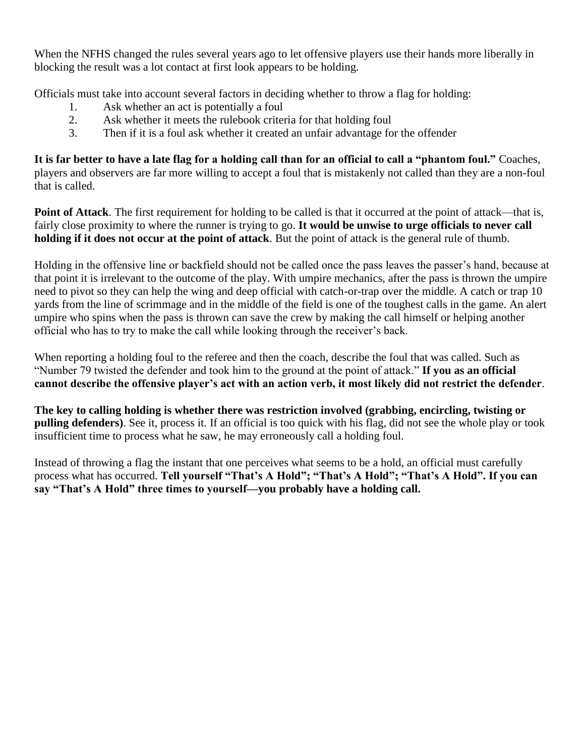When the NFHS changed the rules several years ago to let offensive players use their hands more liberally in blocking the result was a lot contact at first look appears to be holding.

Officials must take into account several factors in deciding whether to throw a flag for holding:

1. Ask whether an act is potentially a foul
2. Ask whether it meets the rulebook criteria for that holding foul
3. Then if it is a foul ask whether it created an unfair advantage for the offender

**It is far better to have a late flag for a holding call than for an official to call a "phantom foul."** Coaches, players and observers are far more willing to accept a foul that is mistakenly not called than they are a non-foul that is called.

**Point of Attack**. The first requirement for holding to be called is that it occurred at the point of attack—that is, fairly close proximity to where the runner is trying to go. **It would be unwise to urge officials to never call holding if it does not occur at the point of attack**. But the point of attack is the general rule of thumb.

Holding in the offensive line or backfield should not be called once the pass leaves the passer's hand, because at that point it is irrelevant to the outcome of the play. With umpire mechanics, after the pass is thrown the umpire need to pivot so they can help the wing and deep official with catch-or-trap over the middle. A catch or trap 10 yards from the line of scrimmage and in the middle of the field is one of the toughest calls in the game. An alert umpire who spins when the pass is thrown can save the crew by making the call himself or helping another official who has to try to make the call while looking through the receiver's back.

When reporting a holding foul to the referee and then the coach, describe the foul that was called. Such as "Number 79 twisted the defender and took him to the ground at the point of attack." **If you as an official cannot describe the offensive player's act with an action verb, it most likely did not restrict the defender**.

**The key to calling holding is whether there was restriction involved (grabbing, encircling, twisting or pulling defenders)**. See it, process it. If an official is too quick with his flag, did not see the whole play or took insufficient time to process what he saw, he may erroneously call a holding foul.

Instead of throwing a flag the instant that one perceives what seems to be a hold, an official must carefully process what has occurred. **Tell yourself "That's A Hold"; "That's A Hold"; "That's A Hold". If you can say "That's A Hold" three times to yourself—you probably have a holding call.**